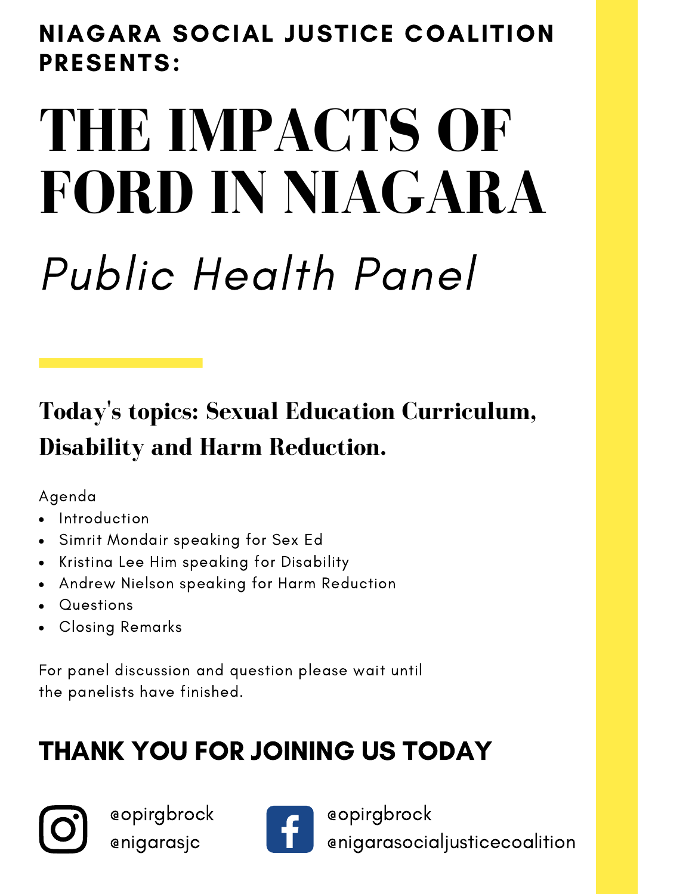**NIAGARA SOCIAL JUSTICE COALITION PRESENTS:**

# THE IMPACTS OF FORD IN NIAGARA

## *Public Health Panel*

### Today's topics: Sexual Education Curriculum, Disability and Harm Reduction.

Agenda

- Introduction
- Simrit Mondair speaking for Sex Ed
- Kristina Lee Him speaking for Disability
- Andrew Nielson speaking for Harm Reduction
- Questions
- Closing Remarks

For panel discussion and question please wait until the panelists have finished.

## THANK YOU FOR JOINING US TODAY

Instagram: @opirgbrock @nigarasjc

Facebook: @opirgbrock @nigarasocialjusticecoalition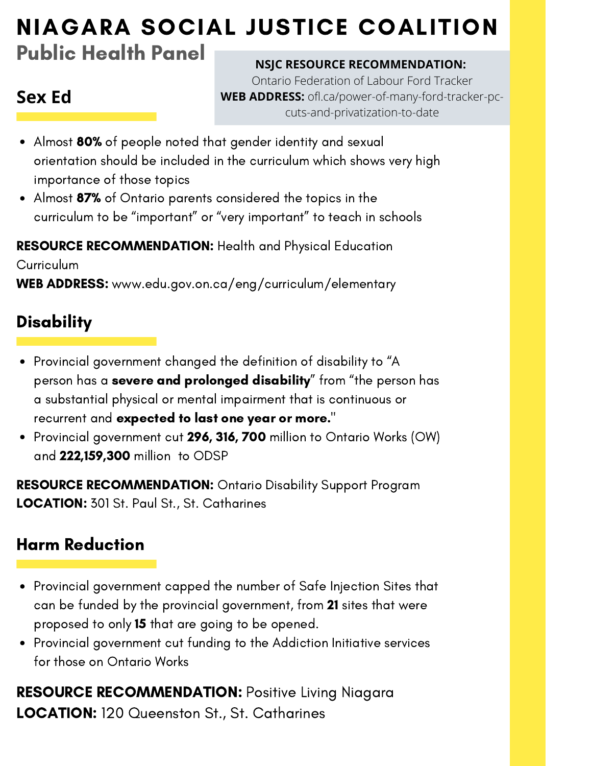# NIAGARA SOCIAL JUSTICE COALITION

## Public Health Panel

**NSJC RESOURCE RECOMMENDATION:**
Ontario Federation of Labour Ford Tracker
**WEB ADDRESS:** ofl.ca/power-of-many-ford-tracker-pc-cuts-and-privatization-to-date

### Sex Ed

- Almost **80%** of people noted that gender identity and sexual orientation should be included in the curriculum which shows very high importance of those topics
- Almost **87%** of Ontario parents considered the topics in the curriculum to be "important" or "very important" to teach in schools

**RESOURCE RECOMMENDATION:** Health and Physical Education Curriculum
**WEB ADDRESS:** www.edu.gov.on.ca/eng/curriculum/elementary

### Disability

- Provincial government changed the definition of disability to "A person has a **severe and prolonged disability**" from "the person has a substantial physical or mental impairment that is continuous or recurrent and **expected to last one year or more.**"
- Provincial government cut **296, 316, 700** million to Ontario Works (OW) and **222,159,300** million to ODSP

**RESOURCE RECOMMENDATION:** Ontario Disability Support Program
**LOCATION:** 301 St. Paul St., St. Catharines

### Harm Reduction

- Provincial government capped the number of Safe Injection Sites that can be funded by the provincial government, from **21** sites that were proposed to only **15** that are going to be opened.
- Provincial government cut funding to the Addiction Initiative services for those on Ontario Works

**RESOURCE RECOMMENDATION:** Positive Living Niagara
**LOCATION:** 120 Queenston St., St. Catharines